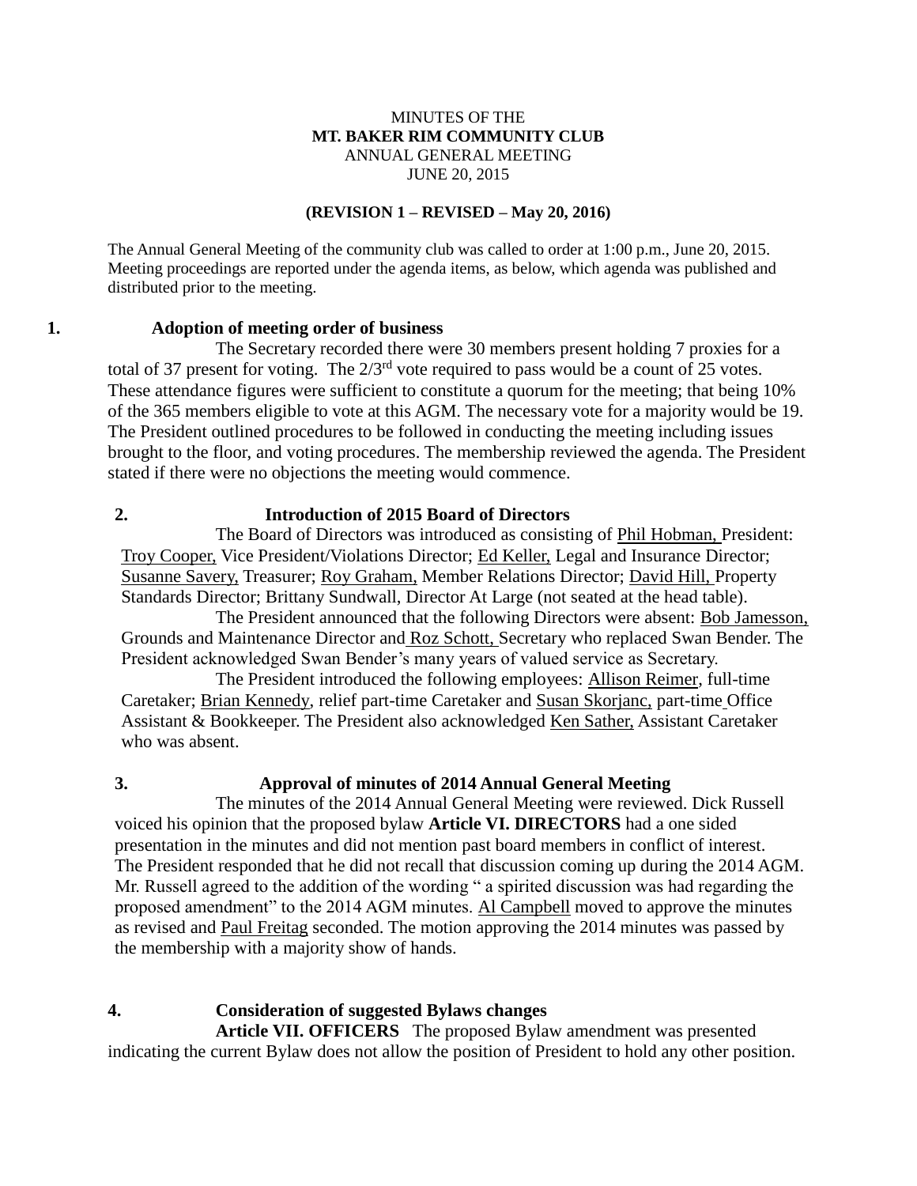MINUTES OF THE
**MT. BAKER RIM COMMUNITY CLUB**
ANNUAL GENERAL MEETING
JUNE 20, 2015

**(REVISION 1 – REVISED – May 20, 2016)**

The Annual General Meeting of the community club was called to order at 1:00 p.m., June 20, 2015. Meeting proceedings are reported under the agenda items, as below, which agenda was published and distributed prior to the meeting.

## 1. Adoption of meeting order of business

The Secretary recorded there were 30 members present holding 7 proxies for a total of 37 present for voting. The 2/3rd vote required to pass would be a count of 25 votes. These attendance figures were sufficient to constitute a quorum for the meeting; that being 10% of the 365 members eligible to vote at this AGM. The necessary vote for a majority would be 19. The President outlined procedures to be followed in conducting the meeting including issues brought to the floor, and voting procedures. The membership reviewed the agenda. The President stated if there were no objections the meeting would commence.

## 2. Introduction of 2015 Board of Directors

The Board of Directors was introduced as consisting of Phil Hobman, President: Troy Cooper, Vice President/Violations Director; Ed Keller, Legal and Insurance Director; Susanne Savery, Treasurer; Roy Graham, Member Relations Director; David Hill, Property Standards Director; Brittany Sundwall, Director At Large (not seated at the head table).

The President announced that the following Directors were absent: Bob Jamesson, Grounds and Maintenance Director and Roz Schott, Secretary who replaced Swan Bender. The President acknowledged Swan Bender's many years of valued service as Secretary.

The President introduced the following employees: Allison Reimer, full-time Caretaker; Brian Kennedy, relief part-time Caretaker and Susan Skorjanc, part-time Office Assistant & Bookkeeper. The President also acknowledged Ken Sather, Assistant Caretaker who was absent.

## 3. Approval of minutes of 2014 Annual General Meeting

The minutes of the 2014 Annual General Meeting were reviewed. Dick Russell voiced his opinion that the proposed bylaw **Article VI. DIRECTORS** had a one sided presentation in the minutes and did not mention past board members in conflict of interest. The President responded that he did not recall that discussion coming up during the 2014 AGM. Mr. Russell agreed to the addition of the wording " a spirited discussion was had regarding the proposed amendment" to the 2014 AGM minutes. Al Campbell moved to approve the minutes as revised and Paul Freitag seconded. The motion approving the 2014 minutes was passed by the membership with a majority show of hands.

## 4. Consideration of suggested Bylaws changes

**Article VII. OFFICERS** The proposed Bylaw amendment was presented indicating the current Bylaw does not allow the position of President to hold any other position.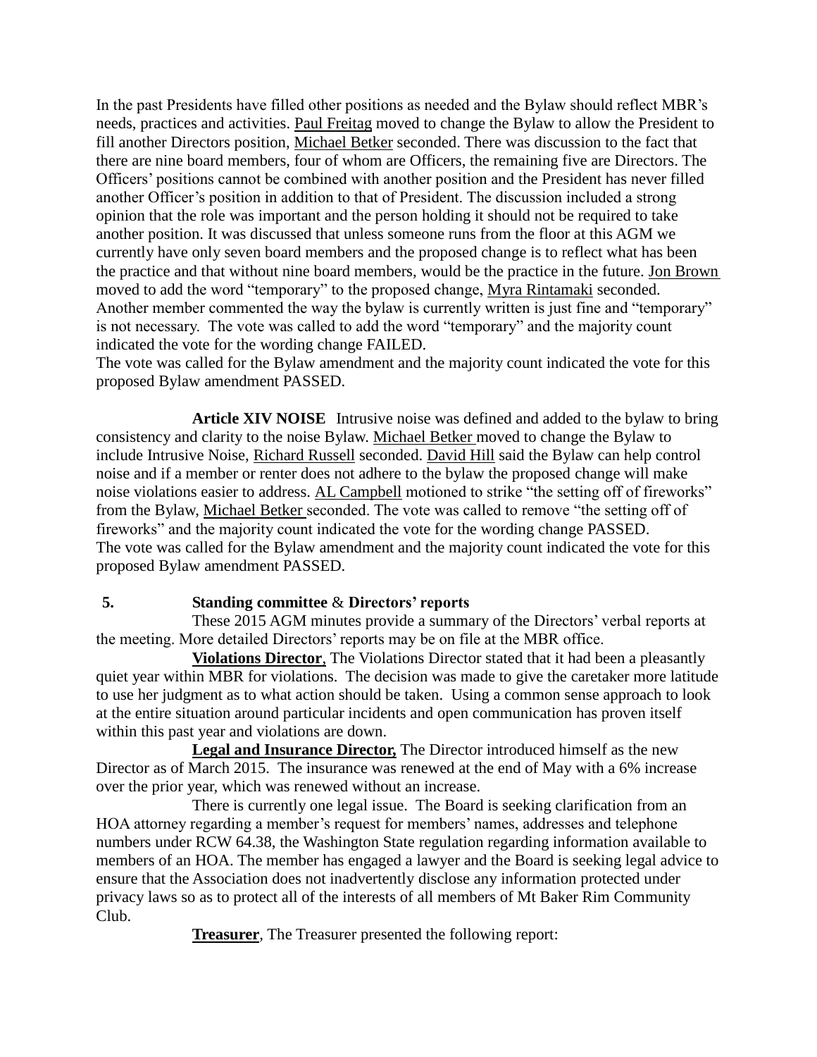In the past Presidents have filled other positions as needed and the Bylaw should reflect MBR's needs, practices and activities. Paul Freitag moved to change the Bylaw to allow the President to fill another Directors position, Michael Betker seconded. There was discussion to the fact that there are nine board members, four of whom are Officers, the remaining five are Directors. The Officers' positions cannot be combined with another position and the President has never filled another Officer's position in addition to that of President. The discussion included a strong opinion that the role was important and the person holding it should not be required to take another position. It was discussed that unless someone runs from the floor at this AGM we currently have only seven board members and the proposed change is to reflect what has been the practice and that without nine board members, would be the practice in the future. Jon Brown moved to add the word "temporary" to the proposed change, Myra Rintamaki seconded. Another member commented the way the bylaw is currently written is just fine and "temporary" is not necessary. The vote was called to add the word "temporary" and the majority count indicated the vote for the wording change FAILED.
The vote was called for the Bylaw amendment and the majority count indicated the vote for this proposed Bylaw amendment PASSED.

**Article XIV NOISE** Intrusive noise was defined and added to the bylaw to bring consistency and clarity to the noise Bylaw. Michael Betker moved to change the Bylaw to include Intrusive Noise, Richard Russell seconded. David Hill said the Bylaw can help control noise and if a member or renter does not adhere to the bylaw the proposed change will make noise violations easier to address. AL Campbell motioned to strike "the setting off of fireworks" from the Bylaw, Michael Betker seconded. The vote was called to remove "the setting off of fireworks" and the majority count indicated the vote for the wording change PASSED.
The vote was called for the Bylaw amendment and the majority count indicated the vote for this proposed Bylaw amendment PASSED.

**5. Standing committee & Directors' reports**

These 2015 AGM minutes provide a summary of the Directors' verbal reports at the meeting. More detailed Directors' reports may be on file at the MBR office.

**Violations Director**, The Violations Director stated that it had been a pleasantly quiet year within MBR for violations. The decision was made to give the caretaker more latitude to use her judgment as to what action should be taken. Using a common sense approach to look at the entire situation around particular incidents and open communication has proven itself within this past year and violations are down.

**Legal and Insurance Director,** The Director introduced himself as the new Director as of March 2015. The insurance was renewed at the end of May with a 6% increase over the prior year, which was renewed without an increase.

There is currently one legal issue. The Board is seeking clarification from an HOA attorney regarding a member's request for members' names, addresses and telephone numbers under RCW 64.38, the Washington State regulation regarding information available to members of an HOA. The member has engaged a lawyer and the Board is seeking legal advice to ensure that the Association does not inadvertently disclose any information protected under privacy laws so as to protect all of the interests of all members of Mt Baker Rim Community Club.

**Treasurer**, The Treasurer presented the following report: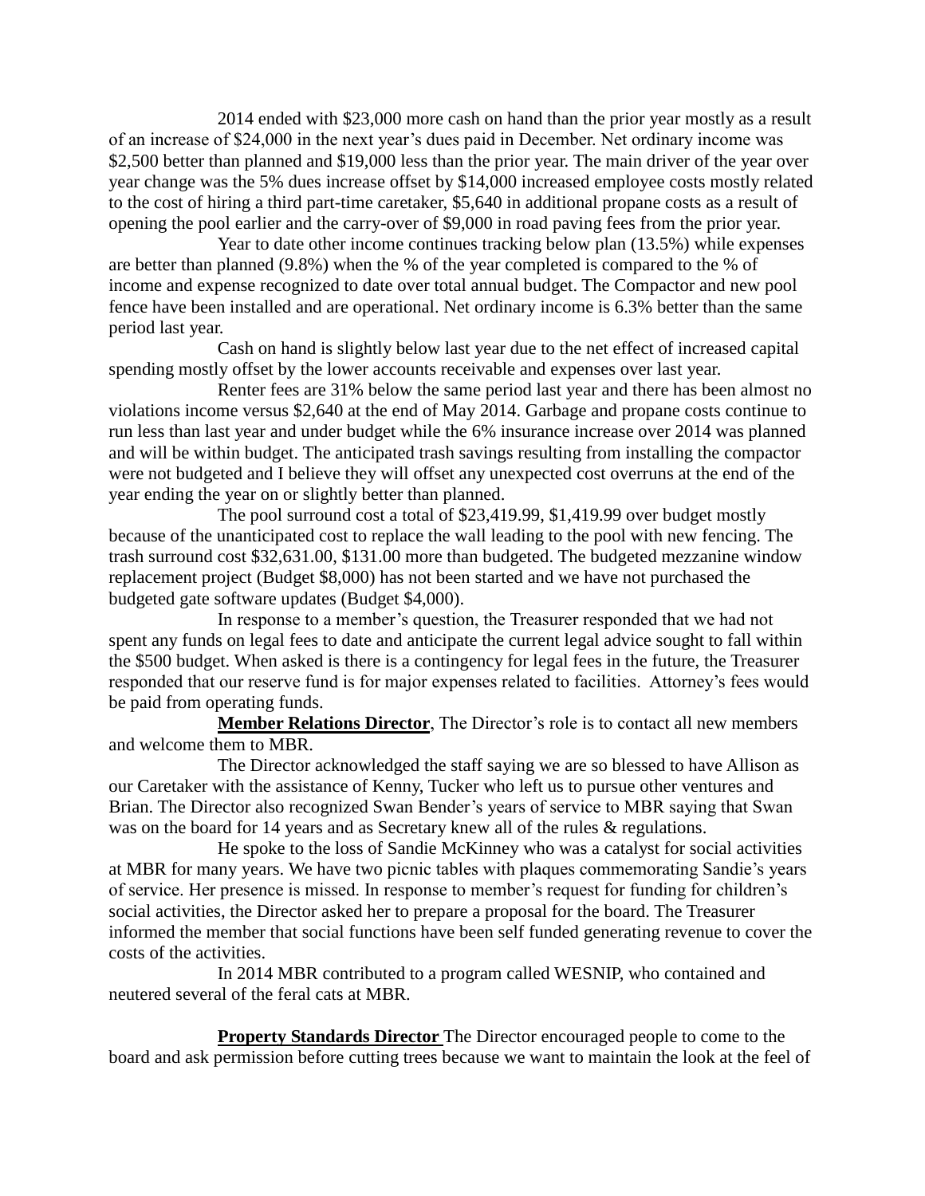2014 ended with $23,000 more cash on hand than the prior year mostly as a result of an increase of $24,000 in the next year's dues paid in December. Net ordinary income was $2,500 better than planned and $19,000 less than the prior year. The main driver of the year over year change was the 5% dues increase offset by $14,000 increased employee costs mostly related to the cost of hiring a third part-time caretaker, $5,640 in additional propane costs as a result of opening the pool earlier and the carry-over of $9,000 in road paving fees from the prior year.

Year to date other income continues tracking below plan (13.5%) while expenses are better than planned (9.8%) when the % of the year completed is compared to the % of income and expense recognized to date over total annual budget. The Compactor and new pool fence have been installed and are operational. Net ordinary income is 6.3% better than the same period last year.

Cash on hand is slightly below last year due to the net effect of increased capital spending mostly offset by the lower accounts receivable and expenses over last year.

Renter fees are 31% below the same period last year and there has been almost no violations income versus $2,640 at the end of May 2014. Garbage and propane costs continue to run less than last year and under budget while the 6% insurance increase over 2014 was planned and will be within budget. The anticipated trash savings resulting from installing the compactor were not budgeted and I believe they will offset any unexpected cost overruns at the end of the year ending the year on or slightly better than planned.

The pool surround cost a total of $23,419.99, $1,419.99 over budget mostly because of the unanticipated cost to replace the wall leading to the pool with new fencing. The trash surround cost $32,631.00, $131.00 more than budgeted. The budgeted mezzanine window replacement project (Budget $8,000) has not been started and we have not purchased the budgeted gate software updates (Budget $4,000).

In response to a member's question, the Treasurer responded that we had not spent any funds on legal fees to date and anticipate the current legal advice sought to fall within the $500 budget. When asked is there is a contingency for legal fees in the future, the Treasurer responded that our reserve fund is for major expenses related to facilities. Attorney's fees would be paid from operating funds.

**Member Relations Director**, The Director's role is to contact all new members and welcome them to MBR.

The Director acknowledged the staff saying we are so blessed to have Allison as our Caretaker with the assistance of Kenny, Tucker who left us to pursue other ventures and Brian. The Director also recognized Swan Bender's years of service to MBR saying that Swan was on the board for 14 years and as Secretary knew all of the rules & regulations.

He spoke to the loss of Sandie McKinney who was a catalyst for social activities at MBR for many years. We have two picnic tables with plaques commemorating Sandie's years of service. Her presence is missed. In response to member's request for funding for children's social activities, the Director asked her to prepare a proposal for the board. The Treasurer informed the member that social functions have been self funded generating revenue to cover the costs of the activities.

In 2014 MBR contributed to a program called WESNIP, who contained and neutered several of the feral cats at MBR.

**Property Standards Director** The Director encouraged people to come to the board and ask permission before cutting trees because we want to maintain the look at the feel of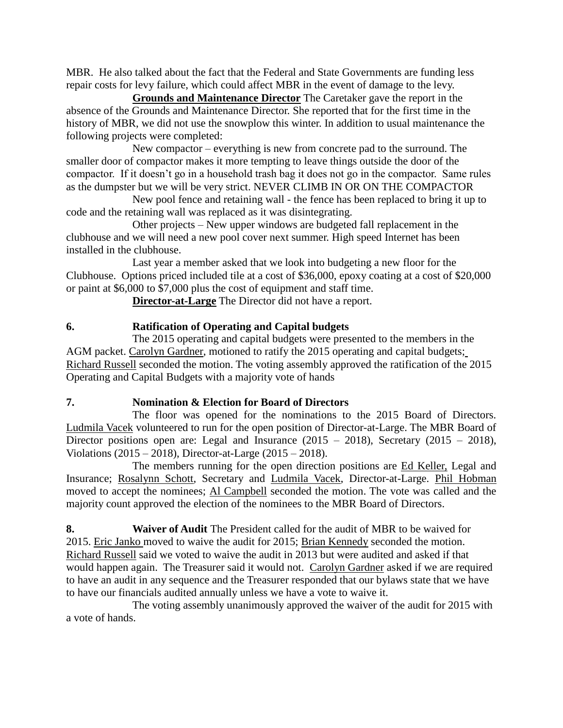MBR. He also talked about the fact that the Federal and State Governments are funding less repair costs for levy failure, which could affect MBR in the event of damage to the levy.

**Grounds and Maintenance Director** The Caretaker gave the report in the absence of the Grounds and Maintenance Director. She reported that for the first time in the history of MBR, we did not use the snowplow this winter. In addition to usual maintenance the following projects were completed:

New compactor – everything is new from concrete pad to the surround. The smaller door of compactor makes it more tempting to leave things outside the door of the compactor. If it doesn't go in a household trash bag it does not go in the compactor. Same rules as the dumpster but we will be very strict. NEVER CLIMB IN OR ON THE COMPACTOR

New pool fence and retaining wall - the fence has been replaced to bring it up to code and the retaining wall was replaced as it was disintegrating.

Other projects – New upper windows are budgeted fall replacement in the clubhouse and we will need a new pool cover next summer. High speed Internet has been installed in the clubhouse.

Last year a member asked that we look into budgeting a new floor for the Clubhouse. Options priced included tile at a cost of $36,000, epoxy coating at a cost of $20,000 or paint at $6,000 to $7,000 plus the cost of equipment and staff time.

**Director-at-Large** The Director did not have a report.

**6. Ratification of Operating and Capital budgets**

The 2015 operating and capital budgets were presented to the members in the AGM packet. Carolyn Gardner, motioned to ratify the 2015 operating and capital budgets; Richard Russell seconded the motion. The voting assembly approved the ratification of the 2015 Operating and Capital Budgets with a majority vote of hands

**7. Nomination & Election for Board of Directors**

The floor was opened for the nominations to the 2015 Board of Directors. Ludmila Vacek volunteered to run for the open position of Director-at-Large. The MBR Board of Director positions open are: Legal and Insurance (2015 – 2018), Secretary (2015 – 2018), Violations (2015 – 2018), Director-at-Large (2015 – 2018).

The members running for the open direction positions are Ed Keller, Legal and Insurance; Rosalynn Schott, Secretary and Ludmila Vacek, Director-at-Large. Phil Hobman moved to accept the nominees; Al Campbell seconded the motion. The vote was called and the majority count approved the election of the nominees to the MBR Board of Directors.

**8. Waiver of Audit** The President called for the audit of MBR to be waived for 2015. Eric Janko moved to waive the audit for 2015; Brian Kennedy seconded the motion. Richard Russell said we voted to waive the audit in 2013 but were audited and asked if that would happen again. The Treasurer said it would not. Carolyn Gardner asked if we are required to have an audit in any sequence and the Treasurer responded that our bylaws state that we have to have our financials audited annually unless we have a vote to waive it.

The voting assembly unanimously approved the waiver of the audit for 2015 with a vote of hands.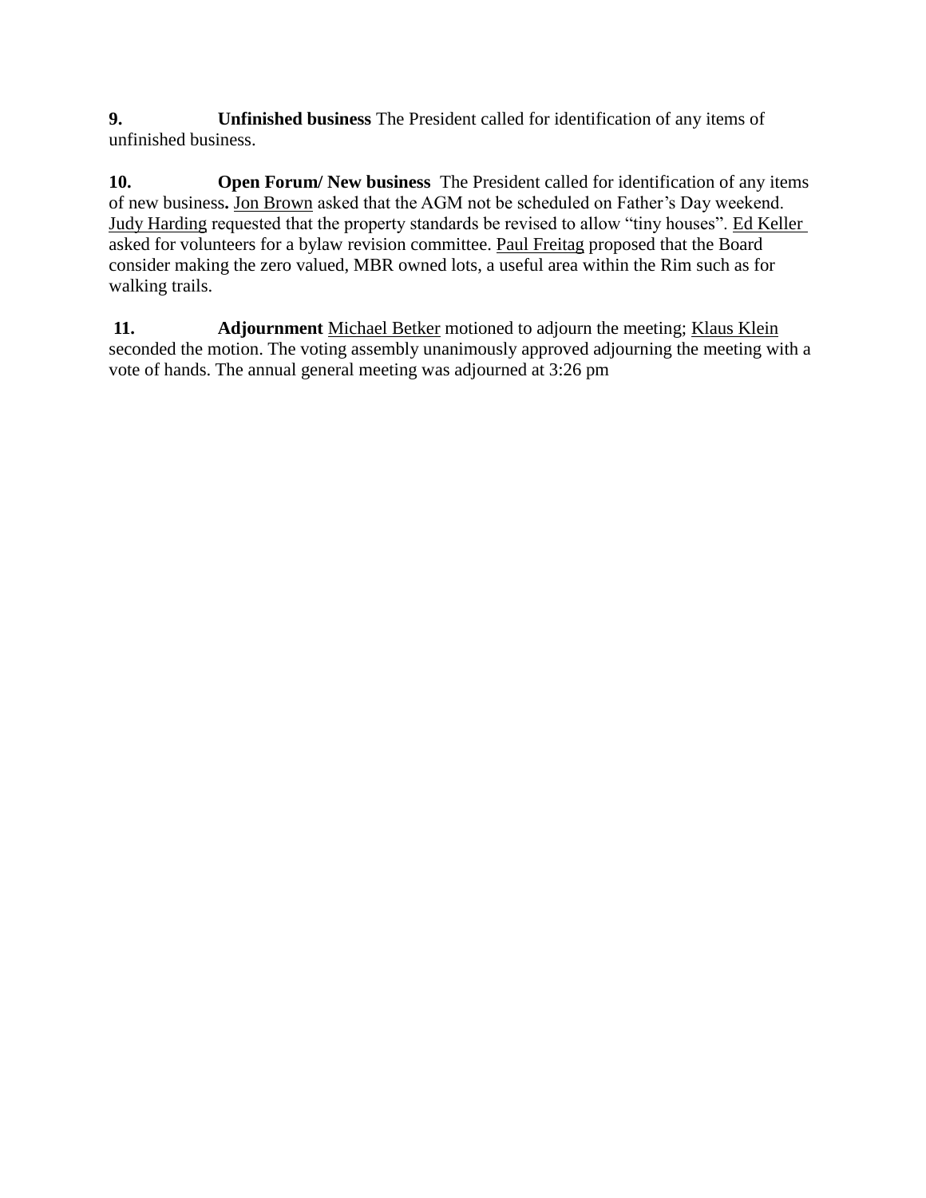**9.** **Unfinished business** The President called for identification of any items of unfinished business.

**10.** **Open Forum/ New business** The President called for identification of any items of new business**.** Jon Brown asked that the AGM not be scheduled on Father's Day weekend. Judy Harding requested that the property standards be revised to allow "tiny houses". Ed Keller asked for volunteers for a bylaw revision committee. Paul Freitag proposed that the Board consider making the zero valued, MBR owned lots, a useful area within the Rim such as for walking trails.

**11.** **Adjournment** Michael Betker motioned to adjourn the meeting; Klaus Klein seconded the motion. The voting assembly unanimously approved adjourning the meeting with a vote of hands. The annual general meeting was adjourned at 3:26 pm